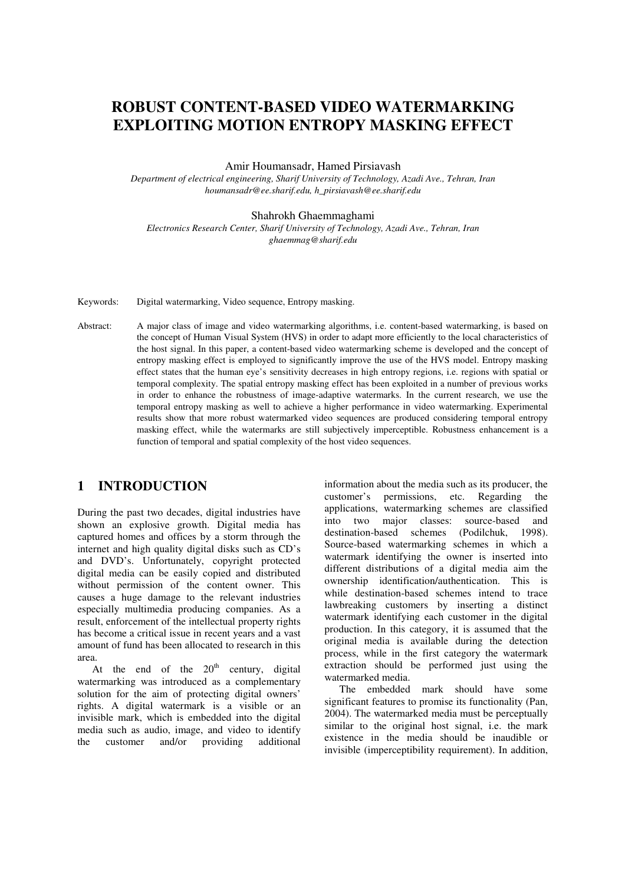# ROBUST CONTENT-BASED VIDEO WATERMARKING EXPLOITING MOTION ENTROPY MASKING EFFECT

Amir Houmansadr, Hamed Pirsiavash

*Department of electrical engineering, Sharif University of Technology, Azadi Ave., Tehran, Iran*
*houmansadr@ee.sharif.edu, h_pirsiavash@ee.sharif.edu*

Shahrokh Ghaemmaghami

*Electronics Research Center, Sharif University of Technology, Azadi Ave., Tehran, Iran*
*ghaemmag@sharif.edu*

Keywords: Digital watermarking, Video sequence, Entropy masking.

Abstract: A major class of image and video watermarking algorithms, i.e. content-based watermarking, is based on the concept of Human Visual System (HVS) in order to adapt more efficiently to the local characteristics of the host signal. In this paper, a content-based video watermarking scheme is developed and the concept of entropy masking effect is employed to significantly improve the use of the HVS model. Entropy masking effect states that the human eye's sensitivity decreases in high entropy regions, i.e. regions with spatial or temporal complexity. The spatial entropy masking effect has been exploited in a number of previous works in order to enhance the robustness of image-adaptive watermarks. In the current research, we use the temporal entropy masking as well to achieve a higher performance in video watermarking. Experimental results show that more robust watermarked video sequences are produced considering temporal entropy masking effect, while the watermarks are still subjectively imperceptible. Robustness enhancement is a function of temporal and spatial complexity of the host video sequences.

## 1 INTRODUCTION

During the past two decades, digital industries have shown an explosive growth. Digital media has captured homes and offices by a storm through the internet and high quality digital disks such as CD's and DVD's. Unfortunately, copyright protected digital media can be easily copied and distributed without permission of the content owner. This causes a huge damage to the relevant industries especially multimedia producing companies. As a result, enforcement of the intellectual property rights has become a critical issue in recent years and a vast amount of fund has been allocated to research in this area.

At the end of the 20th century, digital watermarking was introduced as a complementary solution for the aim of protecting digital owners' rights. A digital watermark is a visible or an invisible mark, which is embedded into the digital media such as audio, image, and video to identify the customer and/or providing additional information about the media such as its producer, the customer's permissions, etc. Regarding the applications, watermarking schemes are classified into two major classes: source-based and destination-based schemes (Podilchuk, 1998). Source-based watermarking schemes in which a watermark identifying the owner is inserted into different distributions of a digital media aim the ownership identification/authentication. This is while destination-based schemes intend to trace lawbreaking customers by inserting a distinct watermark identifying each customer in the digital production. In this category, it is assumed that the original media is available during the detection process, while in the first category the watermark extraction should be performed just using the watermarked media.

The embedded mark should have some significant features to promise its functionality (Pan, 2004). The watermarked media must be perceptually similar to the original host signal, i.e. the mark existence in the media should be inaudible or invisible (imperceptibility requirement). In addition,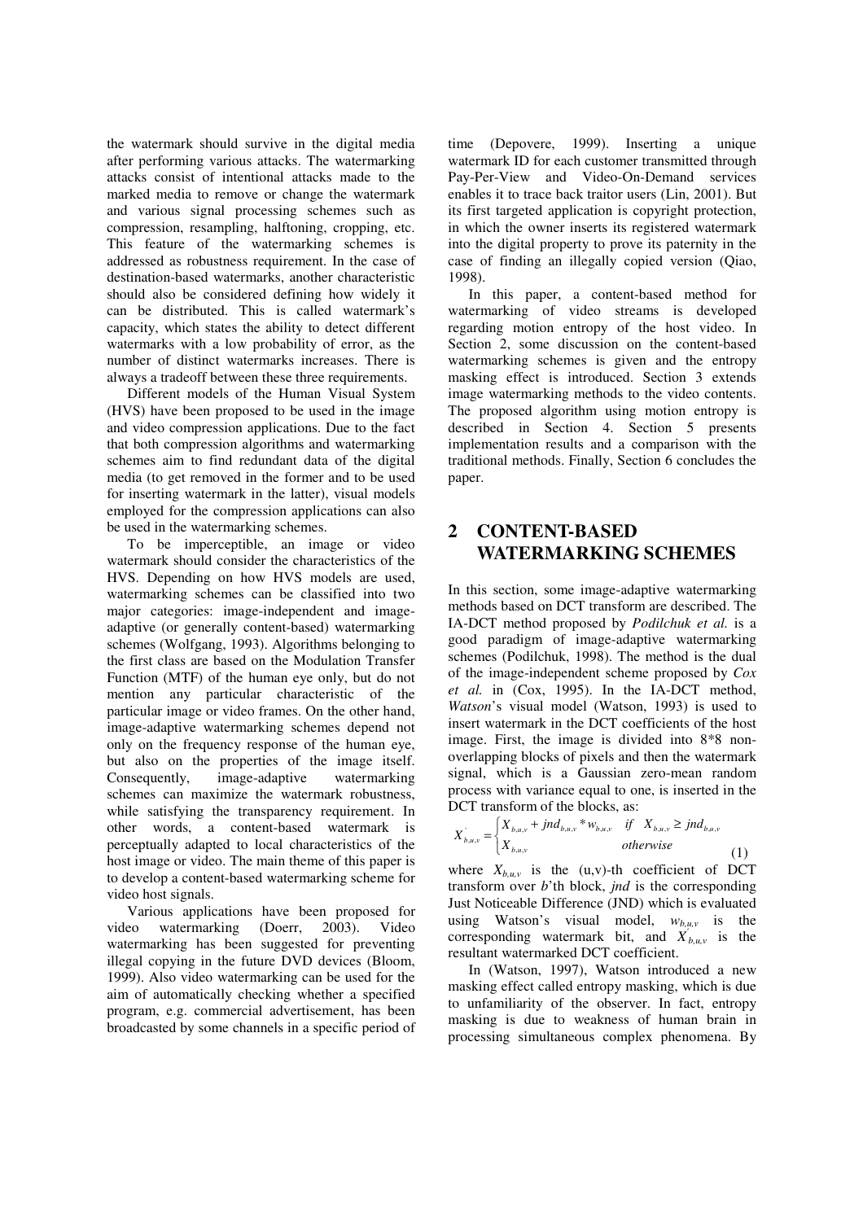the watermark should survive in the digital media after performing various attacks. The watermarking attacks consist of intentional attacks made to the marked media to remove or change the watermark and various signal processing schemes such as compression, resampling, halftoning, cropping, etc. This feature of the watermarking schemes is addressed as robustness requirement. In the case of destination-based watermarks, another characteristic should also be considered defining how widely it can be distributed. This is called watermark's capacity, which states the ability to detect different watermarks with a low probability of error, as the number of distinct watermarks increases. There is always a tradeoff between these three requirements.

Different models of the Human Visual System (HVS) have been proposed to be used in the image and video compression applications. Due to the fact that both compression algorithms and watermarking schemes aim to find redundant data of the digital media (to get removed in the former and to be used for inserting watermark in the latter), visual models employed for the compression applications can also be used in the watermarking schemes.

To be imperceptible, an image or video watermark should consider the characteristics of the HVS. Depending on how HVS models are used, watermarking schemes can be classified into two major categories: image-independent and image-adaptive (or generally content-based) watermarking schemes (Wolfgang, 1993). Algorithms belonging to the first class are based on the Modulation Transfer Function (MTF) of the human eye only, but do not mention any particular characteristic of the particular image or video frames. On the other hand, image-adaptive watermarking schemes depend not only on the frequency response of the human eye, but also on the properties of the image itself. Consequently, image-adaptive watermarking schemes can maximize the watermark robustness, while satisfying the transparency requirement. In other words, a content-based watermark is perceptually adapted to local characteristics of the host image or video. The main theme of this paper is to develop a content-based watermarking scheme for video host signals.

Various applications have been proposed for video watermarking (Doerr, 2003). Video watermarking has been suggested for preventing illegal copying in the future DVD devices (Bloom, 1999). Also video watermarking can be used for the aim of automatically checking whether a specified program, e.g. commercial advertisement, has been broadcasted by some channels in a specific period of time (Depovere, 1999). Inserting a unique watermark ID for each customer transmitted through Pay-Per-View and Video-On-Demand services enables it to trace back traitor users (Lin, 2001). But its first targeted application is copyright protection, in which the owner inserts its registered watermark into the digital property to prove its paternity in the case of finding an illegally copied version (Qiao, 1998).

In this paper, a content-based method for watermarking of video streams is developed regarding motion entropy of the host video. In Section 2, some discussion on the content-based watermarking schemes is given and the entropy masking effect is introduced. Section 3 extends image watermarking methods to the video contents. The proposed algorithm using motion entropy is described in Section 4. Section 5 presents implementation results and a comparison with the traditional methods. Finally, Section 6 concludes the paper.

## 2 CONTENT-BASED WATERMARKING SCHEMES

In this section, some image-adaptive watermarking methods based on DCT transform are described. The IA-DCT method proposed by *Podilchuk et al.* is a good paradigm of image-adaptive watermarking schemes (Podilchuk, 1998). The method is the dual of the image-independent scheme proposed by *Cox et al.* in (Cox, 1995). In the IA-DCT method, *Watson*'s visual model (Watson, 1993) is used to insert watermark in the DCT coefficients of the host image. First, the image is divided into 8*8 non-overlapping blocks of pixels and then the watermark signal, which is a Gaussian zero-mean random process with variance equal to one, is inserted in the DCT transform of the blocks, as:

$$X'_{b,u,v} = \begin{cases} X_{b,u,v} + jnd_{b,u,v} * w_{b,u,v} & if \quad X_{b,u,v} \geq jnd_{b,u,v} \\ X_{b,u,v} & otherwise \end{cases} \quad (1)$$

where $X_{b,u,v}$ is the (u,v)-th coefficient of DCT transform over *b*'th block, *jnd* is the corresponding Just Noticeable Difference (JND) which is evaluated using Watson's visual model, $w_{b,u,v}$ is the corresponding watermark bit, and $X'_{b,u,v}$ is the resultant watermarked DCT coefficient.

In (Watson, 1997), Watson introduced a new masking effect called entropy masking, which is due to unfamiliarity of the observer. In fact, entropy masking is due to weakness of human brain in processing simultaneous complex phenomena. By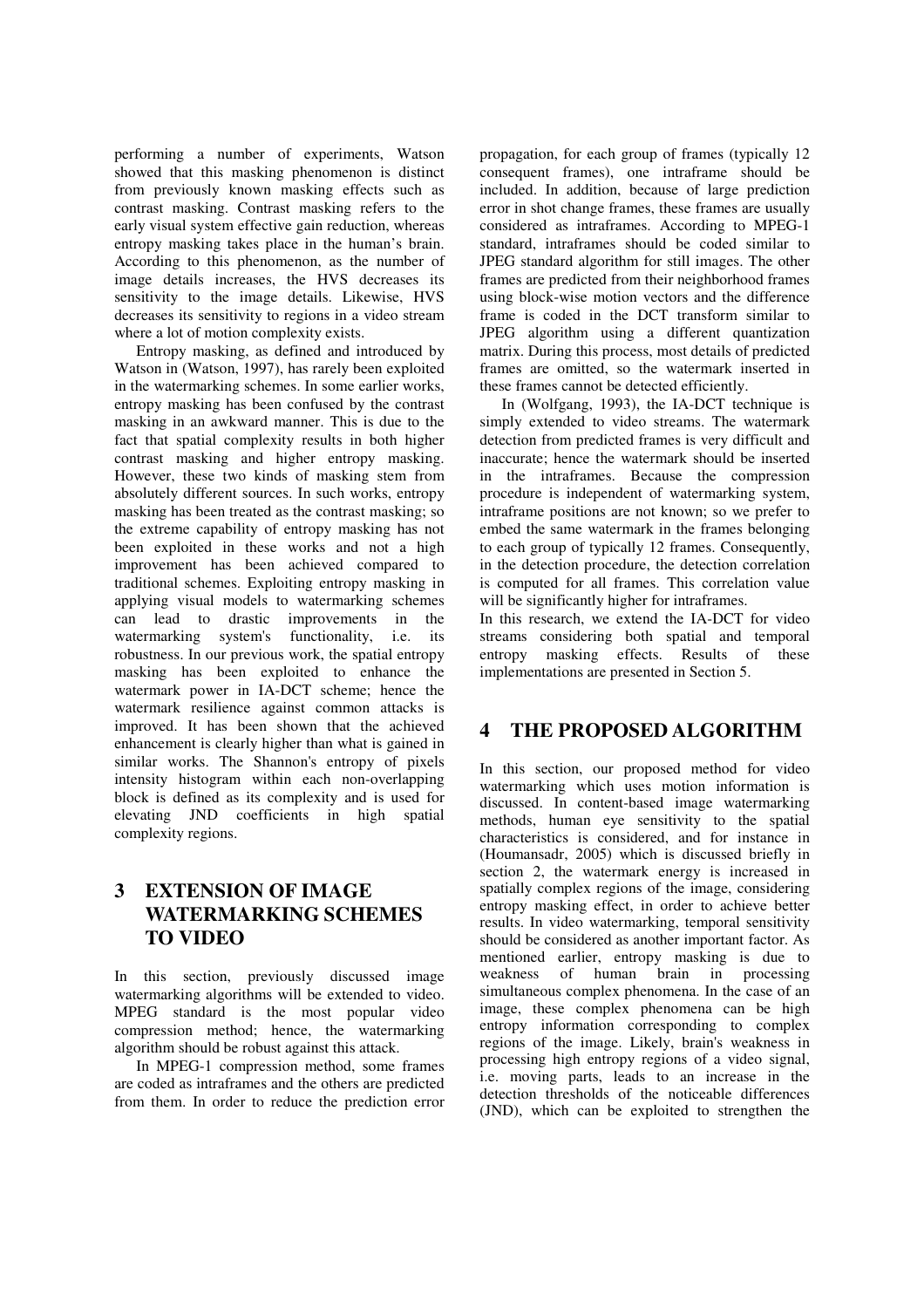performing a number of experiments, Watson showed that this masking phenomenon is distinct from previously known masking effects such as contrast masking. Contrast masking refers to the early visual system effective gain reduction, whereas entropy masking takes place in the human's brain. According to this phenomenon, as the number of image details increases, the HVS decreases its sensitivity to the image details. Likewise, HVS decreases its sensitivity to regions in a video stream where a lot of motion complexity exists.

Entropy masking, as defined and introduced by Watson in (Watson, 1997), has rarely been exploited in the watermarking schemes. In some earlier works, entropy masking has been confused by the contrast masking in an awkward manner. This is due to the fact that spatial complexity results in both higher contrast masking and higher entropy masking. However, these two kinds of masking stem from absolutely different sources. In such works, entropy masking has been treated as the contrast masking; so the extreme capability of entropy masking has not been exploited in these works and not a high improvement has been achieved compared to traditional schemes. Exploiting entropy masking in applying visual models to watermarking schemes can lead to drastic improvements in the watermarking system's functionality, i.e. its robustness. In our previous work, the spatial entropy masking has been exploited to enhance the watermark power in IA-DCT scheme; hence the watermark resilience against common attacks is improved. It has been shown that the achieved enhancement is clearly higher than what is gained in similar works. The Shannon's entropy of pixels intensity histogram within each non-overlapping block is defined as its complexity and is used for elevating JND coefficients in high spatial complexity regions.

# 3 EXTENSION OF IMAGE WATERMARKING SCHEMES TO VIDEO

In this section, previously discussed image watermarking algorithms will be extended to video. MPEG standard is the most popular video compression method; hence, the watermarking algorithm should be robust against this attack.

In MPEG-1 compression method, some frames are coded as intraframes and the others are predicted from them. In order to reduce the prediction error propagation, for each group of frames (typically 12 consequent frames), one intraframe should be included. In addition, because of large prediction error in shot change frames, these frames are usually considered as intraframes. According to MPEG-1 standard, intraframes should be coded similar to JPEG standard algorithm for still images. The other frames are predicted from their neighborhood frames using block-wise motion vectors and the difference frame is coded in the DCT transform similar to JPEG algorithm using a different quantization matrix. During this process, most details of predicted frames are omitted, so the watermark inserted in these frames cannot be detected efficiently.

In (Wolfgang, 1993), the IA-DCT technique is simply extended to video streams. The watermark detection from predicted frames is very difficult and inaccurate; hence the watermark should be inserted in the intraframes. Because the compression procedure is independent of watermarking system, intraframe positions are not known; so we prefer to embed the same watermark in the frames belonging to each group of typically 12 frames. Consequently, in the detection procedure, the detection correlation is computed for all frames. This correlation value will be significantly higher for intraframes.

In this research, we extend the IA-DCT for video streams considering both spatial and temporal entropy masking effects. Results of these implementations are presented in Section 5.

# 4 THE PROPOSED ALGORITHM

In this section, our proposed method for video watermarking which uses motion information is discussed. In content-based image watermarking methods, human eye sensitivity to the spatial characteristics is considered, and for instance in (Houmansadr, 2005) which is discussed briefly in section 2, the watermark energy is increased in spatially complex regions of the image, considering entropy masking effect, in order to achieve better results. In video watermarking, temporal sensitivity should be considered as another important factor. As mentioned earlier, entropy masking is due to weakness of human brain in processing simultaneous complex phenomena. In the case of an image, these complex phenomena can be high entropy information corresponding to complex regions of the image. Likely, brain's weakness in processing high entropy regions of a video signal, i.e. moving parts, leads to an increase in the detection thresholds of the noticeable differences (JND), which can be exploited to strengthen the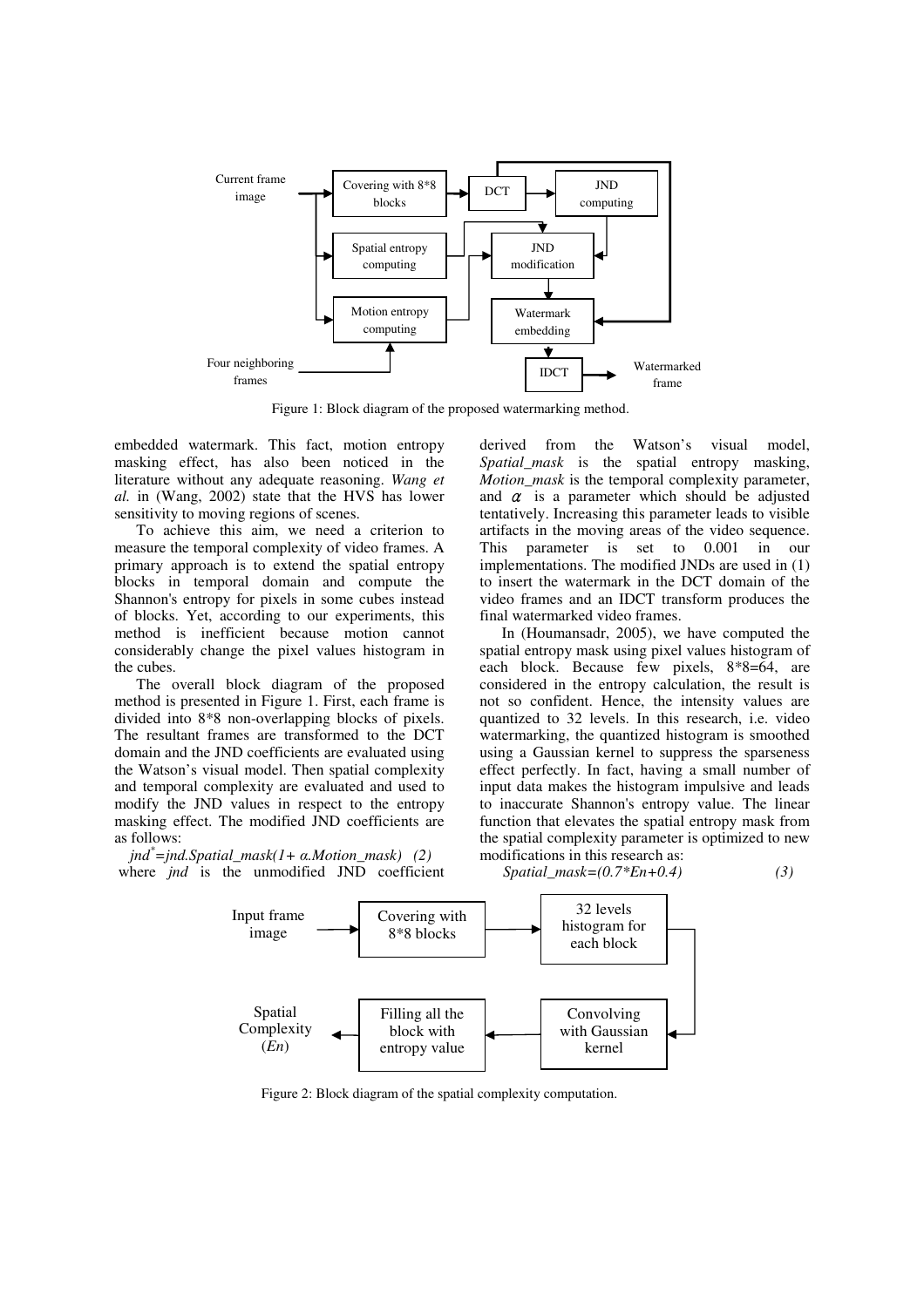Figure 1: Block diagram of the proposed watermarking method.

embedded watermark. This fact, motion entropy masking effect, has also been noticed in the literature without any adequate reasoning. *Wang et al.* in (Wang, 2002) state that the HVS has lower sensitivity to moving regions of scenes.

To achieve this aim, we need a criterion to measure the temporal complexity of video frames. A primary approach is to extend the spatial entropy blocks in temporal domain and compute the Shannon's entropy for pixels in some cubes instead of blocks. Yet, according to our experiments, this method is inefficient because motion cannot considerably change the pixel values histogram in the cubes.

The overall block diagram of the proposed method is presented in Figure 1. First, each frame is divided into 8*8 non-overlapping blocks of pixels. The resultant frames are transformed to the DCT domain and the JND coefficients are evaluated using the Watson's visual model. Then spatial complexity and temporal complexity are evaluated and used to modify the JND values in respect to the entropy masking effect. The modified JND coefficients are as follows:

$$jnd^{*}=jnd.Spatial\_mask(1+\alpha.Motion\_mask) \quad (2)$$

where *jnd* is the unmodified JND coefficient derived from the Watson's visual model, *Spatial_mask* is the spatial entropy masking, *Motion_mask* is the temporal complexity parameter, and $\alpha$ is a parameter which should be adjusted tentatively. Increasing this parameter leads to visible artifacts in the moving areas of the video sequence. This parameter is set to 0.001 in our implementations. The modified JNDs are used in (1) to insert the watermark in the DCT domain of the video frames and an IDCT transform produces the final watermarked video frames.

In (Houmansadr, 2005), we have computed the spatial entropy mask using pixel values histogram of each block. Because few pixels, 8*8=64, are considered in the entropy calculation, the result is not so confident. Hence, the intensity values are quantized to 32 levels. In this research, i.e. video watermarking, the quantized histogram is smoothed using a Gaussian kernel to suppress the sparseness effect perfectly. In fact, having a small number of input data makes the histogram impulsive and leads to inaccurate Shannon's entropy value. The linear function that elevates the spatial entropy mask from the spatial complexity parameter is optimized to new modifications in this research as:

$$Spatial\_mask=(0.7*En+0.4) \quad (3)$$

Figure 2: Block diagram of the spatial complexity computation.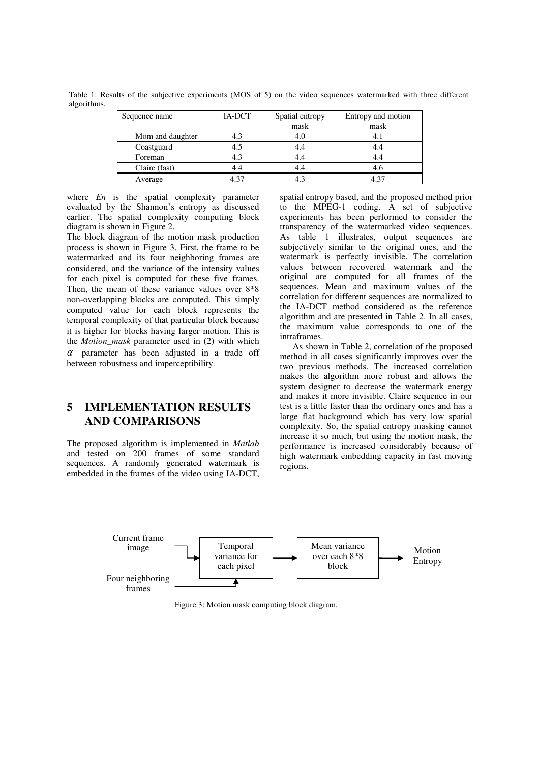Table 1: Results of the subjective experiments (MOS of 5) on the video sequences watermarked with three different algorithms.

| Sequence name | IA-DCT | Spatial entropy mask | Entropy and motion mask |
|---|---|---|---|
| Mom and daughter | 4.3 | 4.0 | 4.1 |
| Coastguard | 4.5 | 4.4 | 4.4 |
| Foreman | 4.3 | 4.4 | 4.4 |
| Claire (fast) | 4.4 | 4.4 | 4.6 |
| Average | 4.37 | 4.3 | 4.37 |

where *En* is the spatial complexity parameter evaluated by the Shannon's entropy as discussed earlier. The spatial complexity computing block diagram is shown in Figure 2.

The block diagram of the motion mask production process is shown in Figure 3. First, the frame to be watermarked and its four neighboring frames are considered, and the variance of the intensity values for each pixel is computed for these five frames. Then, the mean of these variance values over 8*8 non-overlapping blocks are computed. This simply computed value for each block represents the temporal complexity of that particular block because it is higher for blocks having larger motion. This is the *Motion_mask* parameter used in (2) with which $\alpha$ parameter has been adjusted in a trade off between robustness and imperceptibility.

## 5 IMPLEMENTATION RESULTS AND COMPARISONS

The proposed algorithm is implemented in *Matlab* and tested on 200 frames of some standard sequences. A randomly generated watermark is embedded in the frames of the video using IA-DCT, spatial entropy based, and the proposed method prior to the MPEG-1 coding. A set of subjective experiments has been performed to consider the transparency of the watermarked video sequences. As table 1 illustrates, output sequences are subjectively similar to the original ones, and the watermark is perfectly invisible. The correlation values between recovered watermark and the original are computed for all frames of the sequences. Mean and maximum values of the correlation for different sequences are normalized to the IA-DCT method considered as the reference algorithm and are presented in Table 2. In all cases, the maximum value corresponds to one of the intraframes.

As shown in Table 2, correlation of the proposed method in all cases significantly improves over the two previous methods. The increased correlation makes the algorithm more robust and allows the system designer to decrease the watermark energy and makes it more invisible. Claire sequence in our test is a little faster than the ordinary ones and has a large flat background which has very low spatial complexity. So, the spatial entropy masking cannot increase it so much, but using the motion mask, the performance is increased considerably because of high watermark embedding capacity in fast moving regions.

Current frame image → Temporal variance for each pixel → Mean variance over each 8*8 block → Motion Entropy

Four neighboring frames → Temporal variance for each pixel

Figure 3: Motion mask computing block diagram.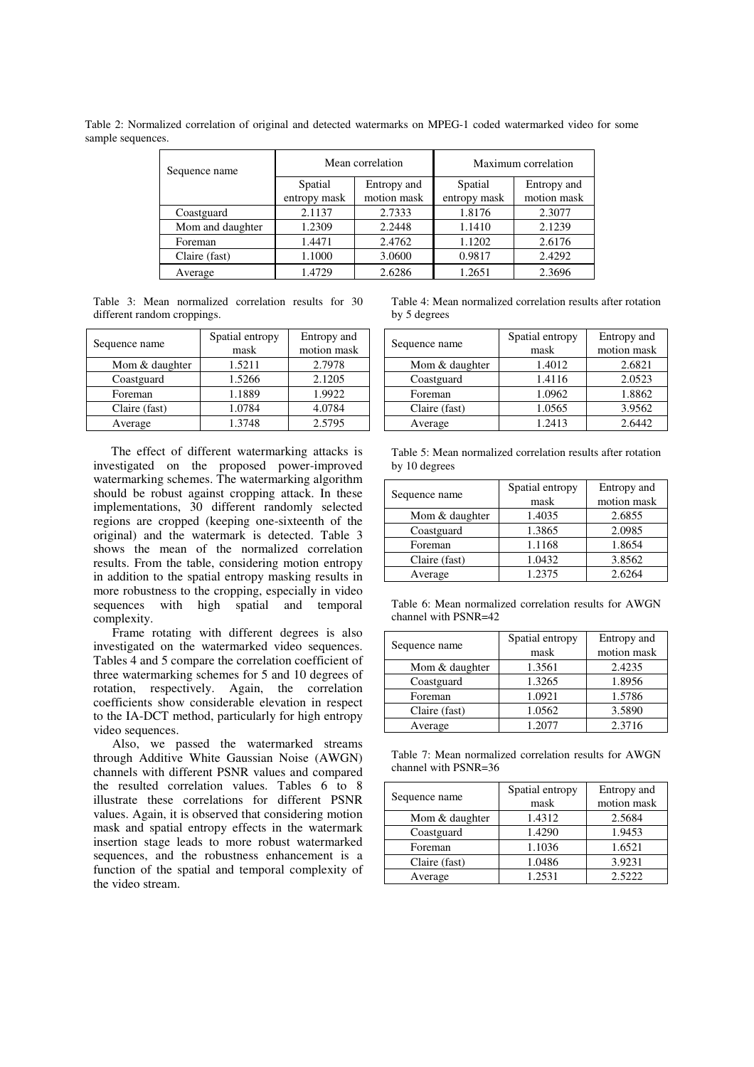Table 2: Normalized correlation of original and detected watermarks on MPEG-1 coded watermarked video for some sample sequences.

| Sequence name | Mean correlation | | Maximum correlation | |
|---|---|---|---|---|
| | Spatial entropy mask | Entropy and motion mask | Spatial entropy mask | Entropy and motion mask |
| Coastguard | 2.1137 | 2.7333 | 1.8176 | 2.3077 |
| Mom and daughter | 1.2309 | 2.2448 | 1.1410 | 2.1239 |
| Foreman | 1.4471 | 2.4762 | 1.1202 | 2.6176 |
| Claire (fast) | 1.1000 | 3.0600 | 0.9817 | 2.4292 |
| Average | 1.4729 | 2.6286 | 1.2651 | 2.3696 |

Table 3: Mean normalized correlation results for 30 different random croppings.

| Sequence name | Spatial entropy mask | Entropy and motion mask |
|---|---|---|
| Mom & daughter | 1.5211 | 2.7978 |
| Coastguard | 1.5266 | 2.1205 |
| Foreman | 1.1889 | 1.9922 |
| Claire (fast) | 1.0784 | 4.0784 |
| Average | 1.3748 | 2.5795 |

The effect of different watermarking attacks is investigated on the proposed power-improved watermarking schemes. The watermarking algorithm should be robust against cropping attack. In these implementations, 30 different randomly selected regions are cropped (keeping one-sixteenth of the original) and the watermark is detected. Table 3 shows the mean of the normalized correlation results. From the table, considering motion entropy in addition to the spatial entropy masking results in more robustness to the cropping, especially in video sequences with high spatial and temporal complexity.

Frame rotating with different degrees is also investigated on the watermarked video sequences. Tables 4 and 5 compare the correlation coefficient of three watermarking schemes for 5 and 10 degrees of rotation, respectively. Again, the correlation coefficients show considerable elevation in respect to the IA-DCT method, particularly for high entropy video sequences.

Also, we passed the watermarked streams through Additive White Gaussian Noise (AWGN) channels with different PSNR values and compared the resulted correlation values. Tables 6 to 8 illustrate these correlations for different PSNR values. Again, it is observed that considering motion mask and spatial entropy effects in the watermark insertion stage leads to more robust watermarked sequences, and the robustness enhancement is a function of the spatial and temporal complexity of the video stream.

Table 4: Mean normalized correlation results after rotation by 5 degrees

| Sequence name | Spatial entropy mask | Entropy and motion mask |
|---|---|---|
| Mom & daughter | 1.4012 | 2.6821 |
| Coastguard | 1.4116 | 2.0523 |
| Foreman | 1.0962 | 1.8862 |
| Claire (fast) | 1.0565 | 3.9562 |
| Average | 1.2413 | 2.6442 |

Table 5: Mean normalized correlation results after rotation by 10 degrees

| Sequence name | Spatial entropy mask | Entropy and motion mask |
|---|---|---|
| Mom & daughter | 1.4035 | 2.6855 |
| Coastguard | 1.3865 | 2.0985 |
| Foreman | 1.1168 | 1.8654 |
| Claire (fast) | 1.0432 | 3.8562 |
| Average | 1.2375 | 2.6264 |

Table 6: Mean normalized correlation results for AWGN channel with PSNR=42

| Sequence name | Spatial entropy mask | Entropy and motion mask |
|---|---|---|
| Mom & daughter | 1.3561 | 2.4235 |
| Coastguard | 1.3265 | 1.8956 |
| Foreman | 1.0921 | 1.5786 |
| Claire (fast) | 1.0562 | 3.5890 |
| Average | 1.2077 | 2.3716 |

Table 7: Mean normalized correlation results for AWGN channel with PSNR=36

| Sequence name | Spatial entropy mask | Entropy and motion mask |
|---|---|---|
| Mom & daughter | 1.4312 | 2.5684 |
| Coastguard | 1.4290 | 1.9453 |
| Foreman | 1.1036 | 1.6521 |
| Claire (fast) | 1.0486 | 3.9231 |
| Average | 1.2531 | 2.5222 |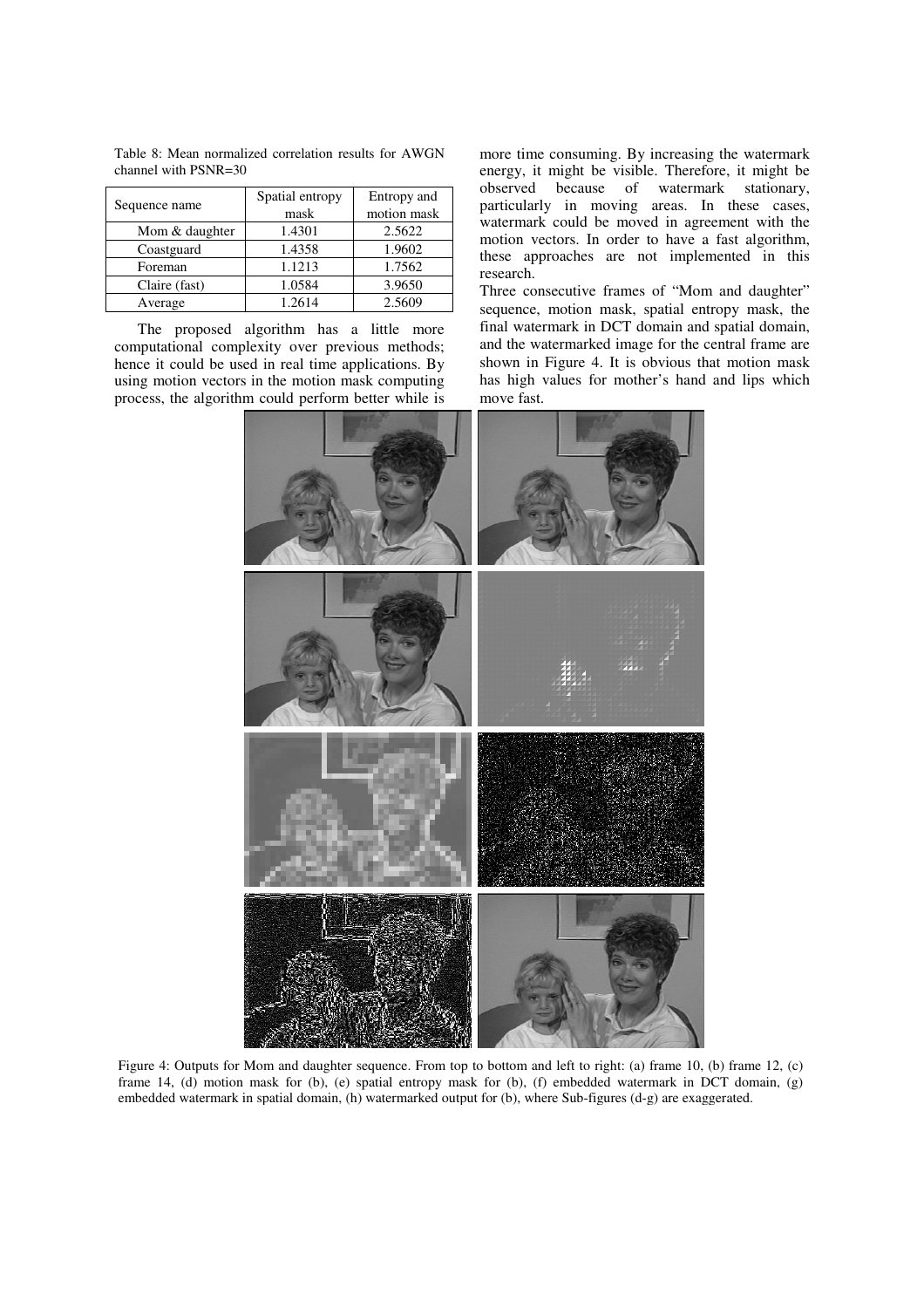Table 8: Mean normalized correlation results for AWGN channel with PSNR=30

| Sequence name | Spatial entropy mask | Entropy and motion mask |
|---|---|---|
| Mom & daughter | 1.4301 | 2.5622 |
| Coastguard | 1.4358 | 1.9602 |
| Foreman | 1.1213 | 1.7562 |
| Claire (fast) | 1.0584 | 3.9650 |
| Average | 1.2614 | 2.5609 |

The proposed algorithm has a little more computational complexity over previous methods; hence it could be used in real time applications. By using motion vectors in the motion mask computing process, the algorithm could perform better while is more time consuming. By increasing the watermark energy, it might be visible. Therefore, it might be observed because of watermark stationary, particularly in moving areas. In these cases, watermark could be moved in agreement with the motion vectors. In order to have a fast algorithm, these approaches are not implemented in this research.

Three consecutive frames of "Mom and daughter" sequence, motion mask, spatial entropy mask, the final watermark in DCT domain and spatial domain, and the watermarked image for the central frame are shown in Figure 4. It is obvious that motion mask has high values for mother's hand and lips which move fast.

Figure 4: Outputs for Mom and daughter sequence. From top to bottom and left to right: (a) frame 10, (b) frame 12, (c) frame 14, (d) motion mask for (b), (e) spatial entropy mask for (b), (f) embedded watermark in DCT domain, (g) embedded watermark in spatial domain, (h) watermarked output for (b), where Sub-figures (d-g) are exaggerated.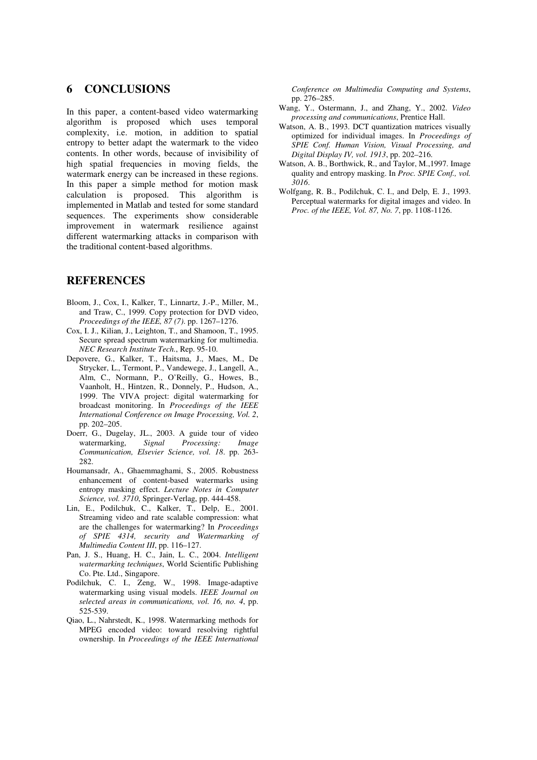# 6 CONCLUSIONS

In this paper, a content-based video watermarking algorithm is proposed which uses temporal complexity, i.e. motion, in addition to spatial entropy to better adapt the watermark to the video contents. In other words, because of invisibility of high spatial frequencies in moving fields, the watermark energy can be increased in these regions. In this paper a simple method for motion mask calculation is proposed. This algorithm is implemented in Matlab and tested for some standard sequences. The experiments show considerable improvement in watermark resilience against different watermarking attacks in comparison with the traditional content-based algorithms.

# REFERENCES

Bloom, J., Cox, I., Kalker, T., Linnartz, J.-P., Miller, M., and Traw, C., 1999. Copy protection for DVD video, *Proceedings of the IEEE, 87 (7)*. pp. 1267–1276.

Cox, I. J., Kilian, J., Leighton, T., and Shamoon, T., 1995. Secure spread spectrum watermarking for multimedia. *NEC Research Institute Tech.*, Rep. 95-10.

Depovere, G., Kalker, T., Haitsma, J., Maes, M., De Strycker, L., Termont, P., Vandewege, J., Langell, A., Alm, C., Normann, P., O'Reilly, G., Howes, B., Vaanholt, H., Hintzen, R., Donnely, P., Hudson, A., 1999. The VIVA project: digital watermarking for broadcast monitoring. In *Proceedings of the IEEE International Conference on Image Processing, Vol. 2*, pp. 202–205.

Doerr, G., Dugelay, JL., 2003. A guide tour of video watermarking, *Signal Processing: Image Communication, Elsevier Science, vol. 18*. pp. 263-282.

Houmansadr, A., Ghaemmaghami, S., 2005. Robustness enhancement of content-based watermarks using entropy masking effect. *Lecture Notes in Computer Science, vol. 3710*, Springer-Verlag, pp. 444-458.

Lin, E., Podilchuk, C., Kalker, T., Delp, E., 2001. Streaming video and rate scalable compression: what are the challenges for watermarking? In *Proceedings of SPIE 4314, security and Watermarking of Multimedia Content III*, pp. 116–127.

Pan, J. S., Huang, H. C., Jain, L. C., 2004. *Intelligent watermarking techniques*, World Scientific Publishing Co. Pte. Ltd., Singapore.

Podilchuk, C. I., Zeng, W., 1998. Image-adaptive watermarking using visual models. *IEEE Journal on selected areas in communications, vol. 16, no. 4*, pp. 525-539.

Qiao, L., Nahrstedt, K., 1998. Watermarking methods for MPEG encoded video: toward resolving rightful ownership. In *Proceedings of the IEEE International Conference on Multimedia Computing and Systems*, pp. 276–285.

Wang, Y., Ostermann, J., and Zhang, Y., 2002. *Video processing and communications*, Prentice Hall.

Watson, A. B., 1993. DCT quantization matrices visually optimized for individual images. In *Proceedings of SPIE Conf. Human Vision, Visual Processing, and Digital Display IV, vol. 1913*, pp. 202–216.

Watson, A. B., Borthwick, R., and Taylor, M.,1997. Image quality and entropy masking. In *Proc. SPIE Conf., vol. 3016*.

Wolfgang, R. B., Podilchuk, C. I., and Delp, E. J., 1993. Perceptual watermarks for digital images and video. In *Proc. of the IEEE, Vol. 87, No. 7*, pp. 1108-1126.